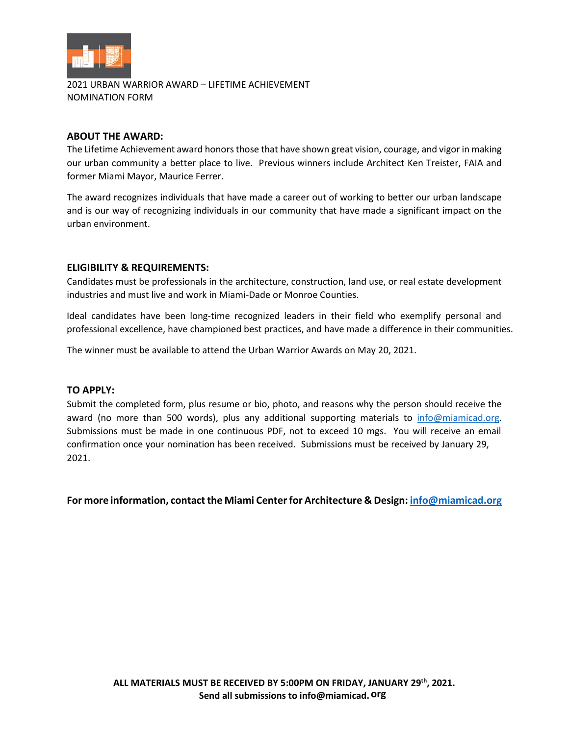2021 URBAN WARRIOR AWARD – LIFETIME ACHIEVEMENT
NOMINATION FORM

**ABOUT THE AWARD:**

The Lifetime Achievement award honors those that have shown great vision, courage, and vigor in making our urban community a better place to live. Previous winners include Architect Ken Treister, FAIA and former Miami Mayor, Maurice Ferrer.

The award recognizes individuals that have made a career out of working to better our urban landscape and is our way of recognizing individuals in our community that have made a significant impact on the urban environment.

**ELIGIBILITY & REQUIREMENTS:**

Candidates must be professionals in the architecture, construction, land use, or real estate development industries and must live and work in Miami-Dade or Monroe Counties.

Ideal candidates have been long-time recognized leaders in their field who exemplify personal and professional excellence, have championed best practices, and have made a difference in their communities.

The winner must be available to attend the Urban Warrior Awards on May 20, 2021.

**TO APPLY:**

Submit the completed form, plus resume or bio, photo, and reasons why the person should receive the award (no more than 500 words), plus any additional supporting materials to info@miamicad.org. Submissions must be made in one continuous PDF, not to exceed 10 mgs. You will receive an email confirmation once your nomination has been received. Submissions must be received by January 29, 2021.

**For more information, contact the Miami Center for Architecture & Design: info@miamicad.org**

**ALL MATERIALS MUST BE RECEIVED BY 5:00PM ON FRIDAY, JANUARY 29th, 2021.**
**Send all submissions to info@miamicad.org**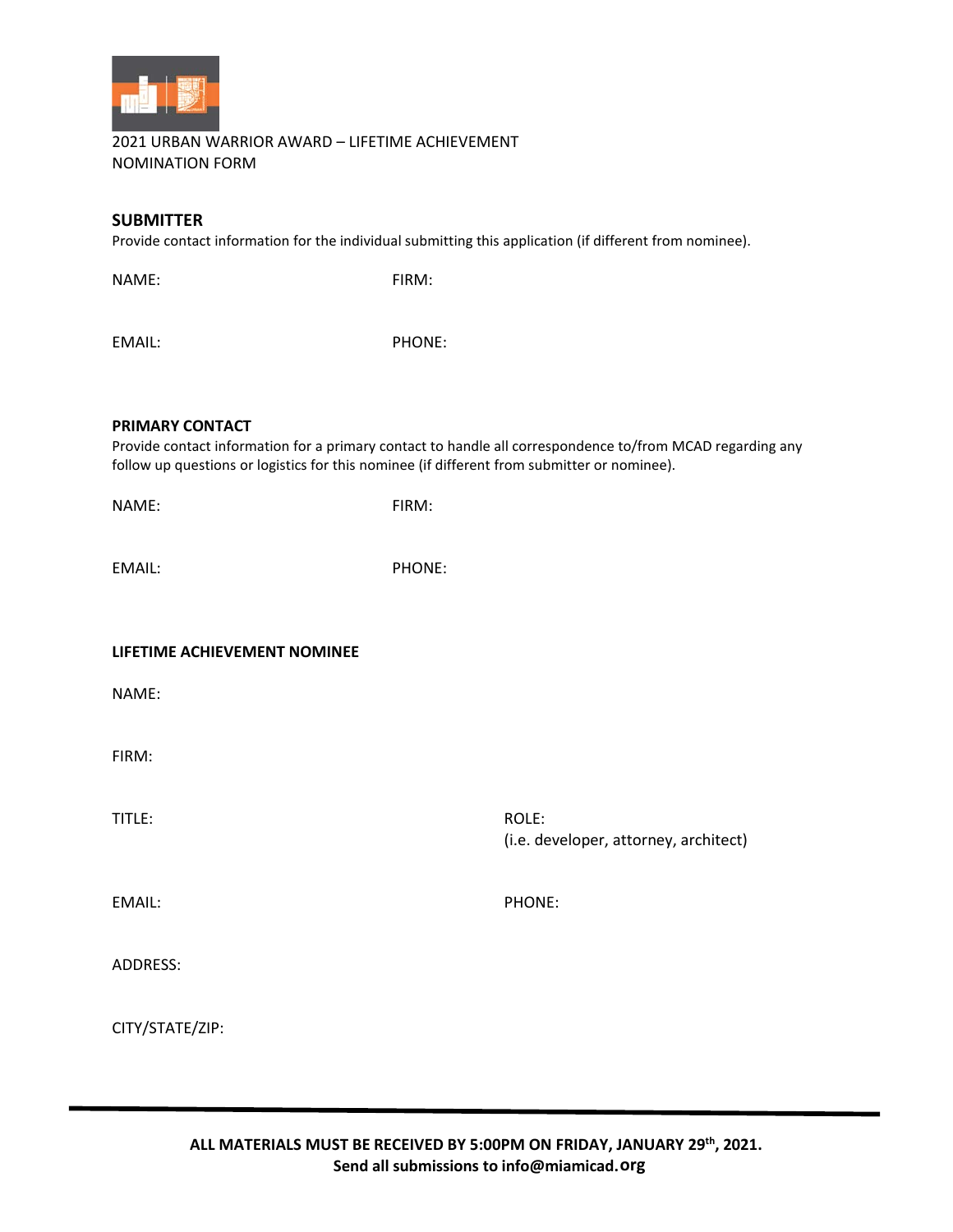2021 URBAN WARRIOR AWARD – LIFETIME ACHIEVEMENT
NOMINATION FORM

## SUBMITTER

Provide contact information for the individual submitting this application (if different from nominee).

NAME: FIRM:

EMAIL: PHONE:

## PRIMARY CONTACT

Provide contact information for a primary contact to handle all correspondence to/from MCAD regarding any follow up questions or logistics for this nominee (if different from submitter or nominee).

NAME: FIRM:

EMAIL: PHONE:

## LIFETIME ACHIEVEMENT NOMINEE

NAME:

FIRM:

TITLE: ROLE:
(i.e. developer, attorney, architect)

EMAIL: PHONE:

ADDRESS:

CITY/STATE/ZIP:

---

**ALL MATERIALS MUST BE RECEIVED BY 5:00PM ON FRIDAY, JANUARY 29th, 2021.**
**Send all submissions to info@miamicad.org**